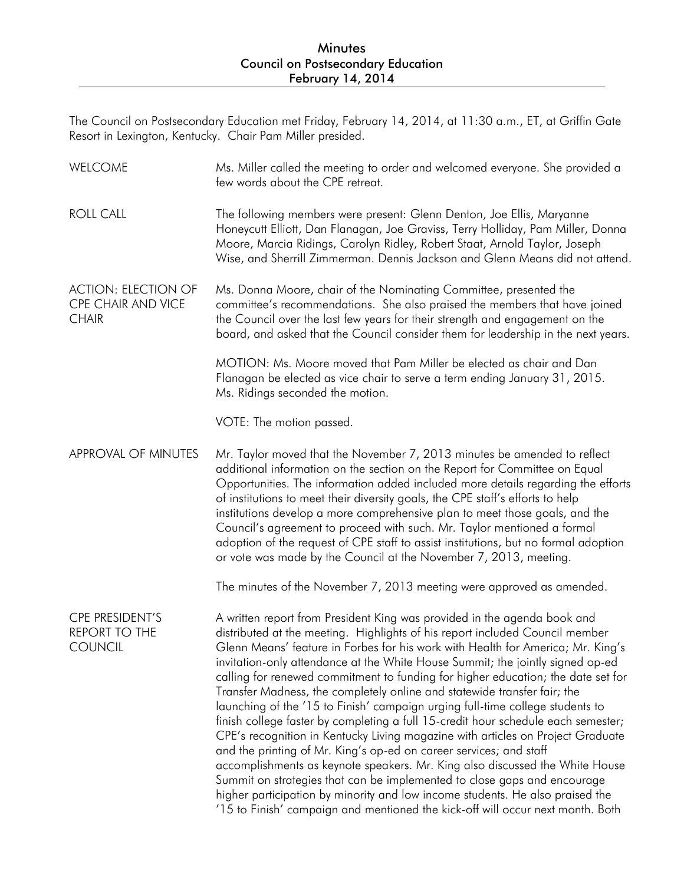# Minutes
## Council on Postsecondary Education
### February 14, 2014

The Council on Postsecondary Education met Friday, February 14, 2014, at 11:30 a.m., ET, at Griffin Gate Resort in Lexington, Kentucky. Chair Pam Miller presided.

**WELCOME**

Ms. Miller called the meeting to order and welcomed everyone. She provided a few words about the CPE retreat.

**ROLL CALL**

The following members were present: Glenn Denton, Joe Ellis, Maryanne Honeycutt Elliott, Dan Flanagan, Joe Graviss, Terry Holliday, Pam Miller, Donna Moore, Marcia Ridings, Carolyn Ridley, Robert Staat, Arnold Taylor, Joseph Wise, and Sherrill Zimmerman. Dennis Jackson and Glenn Means did not attend.

**ACTION: ELECTION OF CPE CHAIR AND VICE CHAIR**

Ms. Donna Moore, chair of the Nominating Committee, presented the committee's recommendations. She also praised the members that have joined the Council over the last few years for their strength and engagement on the board, and asked that the Council consider them for leadership in the next years.

MOTION: Ms. Moore moved that Pam Miller be elected as chair and Dan Flanagan be elected as vice chair to serve a term ending January 31, 2015. Ms. Ridings seconded the motion.

VOTE: The motion passed.

**APPROVAL OF MINUTES**

Mr. Taylor moved that the November 7, 2013 minutes be amended to reflect additional information on the section on the Report for Committee on Equal Opportunities. The information added included more details regarding the efforts of institutions to meet their diversity goals, the CPE staff's efforts to help institutions develop a more comprehensive plan to meet those goals, and the Council's agreement to proceed with such. Mr. Taylor mentioned a formal adoption of the request of CPE staff to assist institutions, but no formal adoption or vote was made by the Council at the November 7, 2013, meeting.

The minutes of the November 7, 2013 meeting were approved as amended.

**CPE PRESIDENT'S REPORT TO THE COUNCIL**

A written report from President King was provided in the agenda book and distributed at the meeting. Highlights of his report included Council member Glenn Means' feature in Forbes for his work with Health for America; Mr. King's invitation-only attendance at the White House Summit; the jointly signed op-ed calling for renewed commitment to funding for higher education; the date set for Transfer Madness, the completely online and statewide transfer fair; the launching of the '15 to Finish' campaign urging full-time college students to finish college faster by completing a full 15-credit hour schedule each semester; CPE's recognition in Kentucky Living magazine with articles on Project Graduate and the printing of Mr. King's op-ed on career services; and staff accomplishments as keynote speakers. Mr. King also discussed the White House Summit on strategies that can be implemented to close gaps and encourage higher participation by minority and low income students. He also praised the '15 to Finish' campaign and mentioned the kick-off will occur next month. Both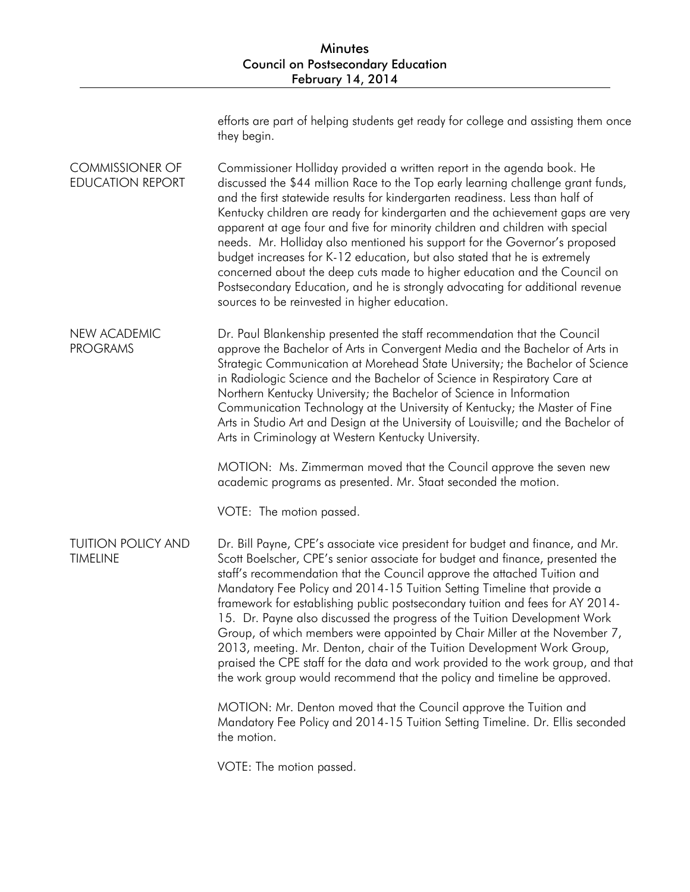efforts are part of helping students get ready for college and assisting them once they begin.

## COMMISSIONER OF EDUCATION REPORT

Commissioner Holliday provided a written report in the agenda book. He discussed the $44 million Race to the Top early learning challenge grant funds, and the first statewide results for kindergarten readiness. Less than half of Kentucky children are ready for kindergarten and the achievement gaps are very apparent at age four and five for minority children and children with special needs. Mr. Holliday also mentioned his support for the Governor's proposed budget increases for K-12 education, but also stated that he is extremely concerned about the deep cuts made to higher education and the Council on Postsecondary Education, and he is strongly advocating for additional revenue sources to be reinvested in higher education.

## NEW ACADEMIC PROGRAMS

Dr. Paul Blankenship presented the staff recommendation that the Council approve the Bachelor of Arts in Convergent Media and the Bachelor of Arts in Strategic Communication at Morehead State University; the Bachelor of Science in Radiologic Science and the Bachelor of Science in Respiratory Care at Northern Kentucky University; the Bachelor of Science in Information Communication Technology at the University of Kentucky; the Master of Fine Arts in Studio Art and Design at the University of Louisville; and the Bachelor of Arts in Criminology at Western Kentucky University.

MOTION: Ms. Zimmerman moved that the Council approve the seven new academic programs as presented. Mr. Staat seconded the motion.

VOTE: The motion passed.

## TUITION POLICY AND TIMELINE

Dr. Bill Payne, CPE's associate vice president for budget and finance, and Mr. Scott Boelscher, CPE's senior associate for budget and finance, presented the staff's recommendation that the Council approve the attached Tuition and Mandatory Fee Policy and 2014-15 Tuition Setting Timeline that provide a framework for establishing public postsecondary tuition and fees for AY 2014-15. Dr. Payne also discussed the progress of the Tuition Development Work Group, of which members were appointed by Chair Miller at the November 7, 2013, meeting. Mr. Denton, chair of the Tuition Development Work Group, praised the CPE staff for the data and work provided to the work group, and that the work group would recommend that the policy and timeline be approved.

MOTION: Mr. Denton moved that the Council approve the Tuition and Mandatory Fee Policy and 2014-15 Tuition Setting Timeline. Dr. Ellis seconded the motion.

VOTE: The motion passed.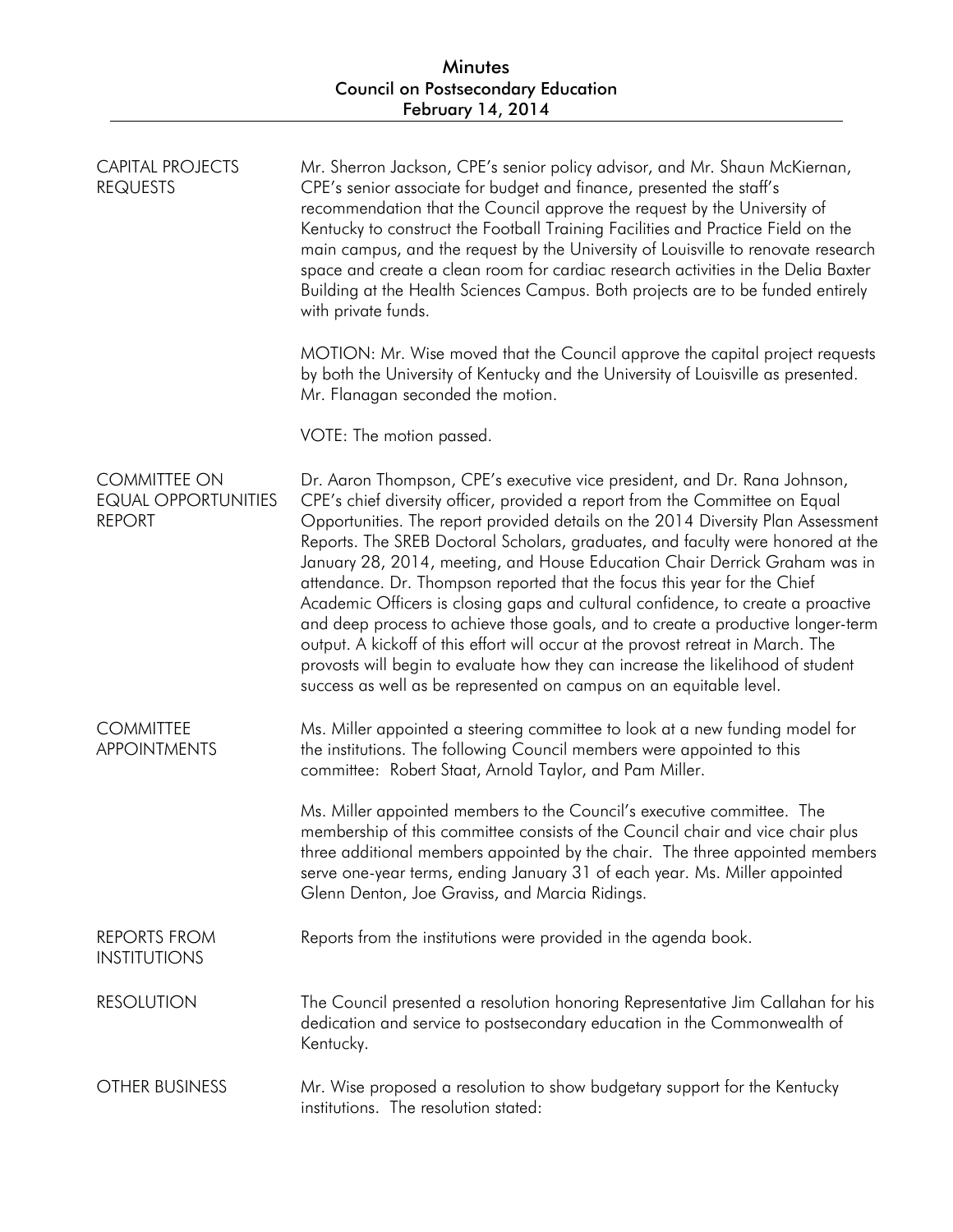CAPITAL PROJECTS REQUESTS

Mr. Sherron Jackson, CPE's senior policy advisor, and Mr. Shaun McKiernan, CPE's senior associate for budget and finance, presented the staff's recommendation that the Council approve the request by the University of Kentucky to construct the Football Training Facilities and Practice Field on the main campus, and the request by the University of Louisville to renovate research space and create a clean room for cardiac research activities in the Delia Baxter Building at the Health Sciences Campus. Both projects are to be funded entirely with private funds.

MOTION: Mr. Wise moved that the Council approve the capital project requests by both the University of Kentucky and the University of Louisville as presented. Mr. Flanagan seconded the motion.

VOTE: The motion passed.

COMMITTEE ON EQUAL OPPORTUNITIES REPORT

Dr. Aaron Thompson, CPE's executive vice president, and Dr. Rana Johnson, CPE's chief diversity officer, provided a report from the Committee on Equal Opportunities. The report provided details on the 2014 Diversity Plan Assessment Reports. The SREB Doctoral Scholars, graduates, and faculty were honored at the January 28, 2014, meeting, and House Education Chair Derrick Graham was in attendance. Dr. Thompson reported that the focus this year for the Chief Academic Officers is closing gaps and cultural confidence, to create a proactive and deep process to achieve those goals, and to create a productive longer-term output. A kickoff of this effort will occur at the provost retreat in March. The provosts will begin to evaluate how they can increase the likelihood of student success as well as be represented on campus on an equitable level.

COMMITTEE APPOINTMENTS

Ms. Miller appointed a steering committee to look at a new funding model for the institutions. The following Council members were appointed to this committee: Robert Staat, Arnold Taylor, and Pam Miller.

Ms. Miller appointed members to the Council's executive committee. The membership of this committee consists of the Council chair and vice chair plus three additional members appointed by the chair. The three appointed members serve one-year terms, ending January 31 of each year. Ms. Miller appointed Glenn Denton, Joe Graviss, and Marcia Ridings.

REPORTS FROM INSTITUTIONS

Reports from the institutions were provided in the agenda book.

RESOLUTION

The Council presented a resolution honoring Representative Jim Callahan for his dedication and service to postsecondary education in the Commonwealth of Kentucky.

OTHER BUSINESS

Mr. Wise proposed a resolution to show budgetary support for the Kentucky institutions. The resolution stated: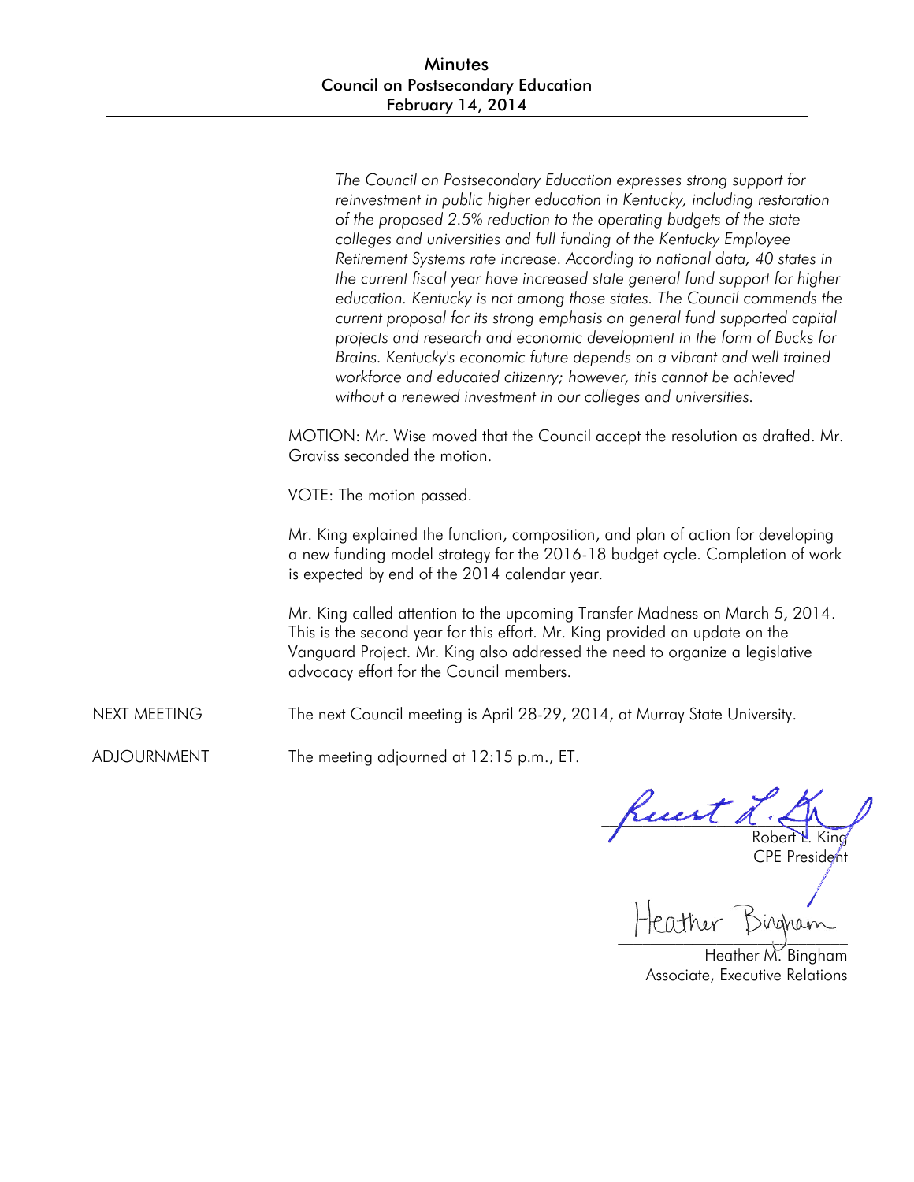*The Council on Postsecondary Education expresses strong support for reinvestment in public higher education in Kentucky, including restoration of the proposed 2.5% reduction to the operating budgets of the state colleges and universities and full funding of the Kentucky Employee Retirement Systems rate increase. According to national data, 40 states in the current fiscal year have increased state general fund support for higher education. Kentucky is not among those states. The Council commends the current proposal for its strong emphasis on general fund supported capital projects and research and economic development in the form of Bucks for Brains. Kentucky's economic future depends on a vibrant and well trained workforce and educated citizenry; however, this cannot be achieved without a renewed investment in our colleges and universities.*

MOTION: Mr. Wise moved that the Council accept the resolution as drafted. Mr. Graviss seconded the motion.

VOTE: The motion passed.

Mr. King explained the function, composition, and plan of action for developing a new funding model strategy for the 2016-18 budget cycle. Completion of work is expected by end of the 2014 calendar year.

Mr. King called attention to the upcoming Transfer Madness on March 5, 2014. This is the second year for this effort. Mr. King provided an update on the Vanguard Project. Mr. King also addressed the need to organize a legislative advocacy effort for the Council members.

NEXT MEETING — The next Council meeting is April 28-29, 2014, at Murray State University.

ADJOURNMENT — The meeting adjourned at 12:15 p.m., ET.

Robert L. King
CPE President

Heather M. Bingham
Associate, Executive Relations